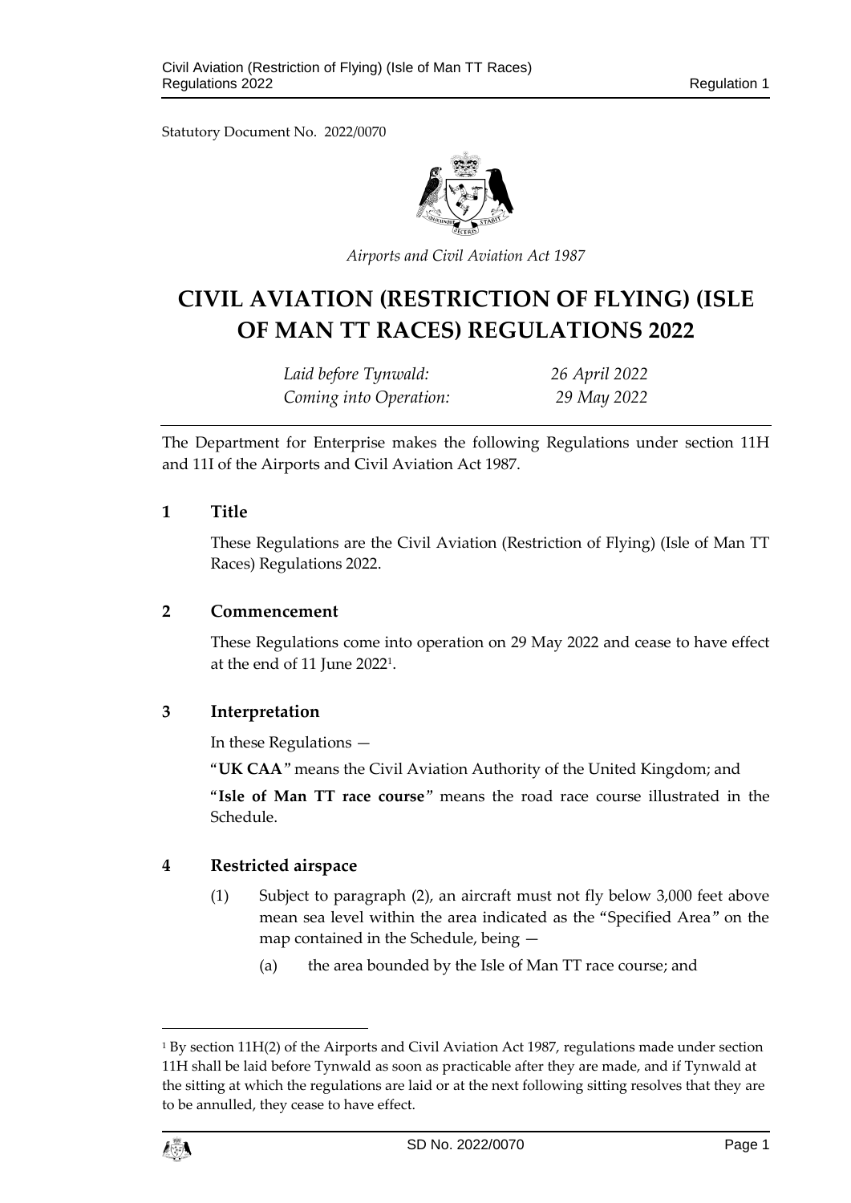Statutory Document No. 2022/0070

*Airports and Civil Aviation Act 1987*

# CIVIL AVIATION (RESTRICTION OF FLYING) (ISLE OF MAN TT RACES) REGULATIONS 2022

*Laid before Tynwald:* *26 April 2022*
*Coming into Operation:* *29 May 2022*

The Department for Enterprise makes the following Regulations under section 11H and 11I of the Airports and Civil Aviation Act 1987.

## 1 Title

These Regulations are the Civil Aviation (Restriction of Flying) (Isle of Man TT Races) Regulations 2022.

## 2 Commencement

These Regulations come into operation on 29 May 2022 and cease to have effect at the end of 11 June 2022[1].

## 3 Interpretation

In these Regulations —

"**UK CAA**" means the Civil Aviation Authority of the United Kingdom; and

"**Isle of Man TT race course**" means the road race course illustrated in the Schedule.

## 4 Restricted airspace

(1) Subject to paragraph (2), an aircraft must not fly below 3,000 feet above mean sea level within the area indicated as the "Specified Area" on the map contained in the Schedule, being —

(a) the area bounded by the Isle of Man TT race course; and

---

[1] By section 11H(2) of the Airports and Civil Aviation Act 1987, regulations made under section 11H shall be laid before Tynwald as soon as practicable after they are made, and if Tynwald at the sitting at which the regulations are laid or at the next following sitting resolves that they are to be annulled, they cease to have effect.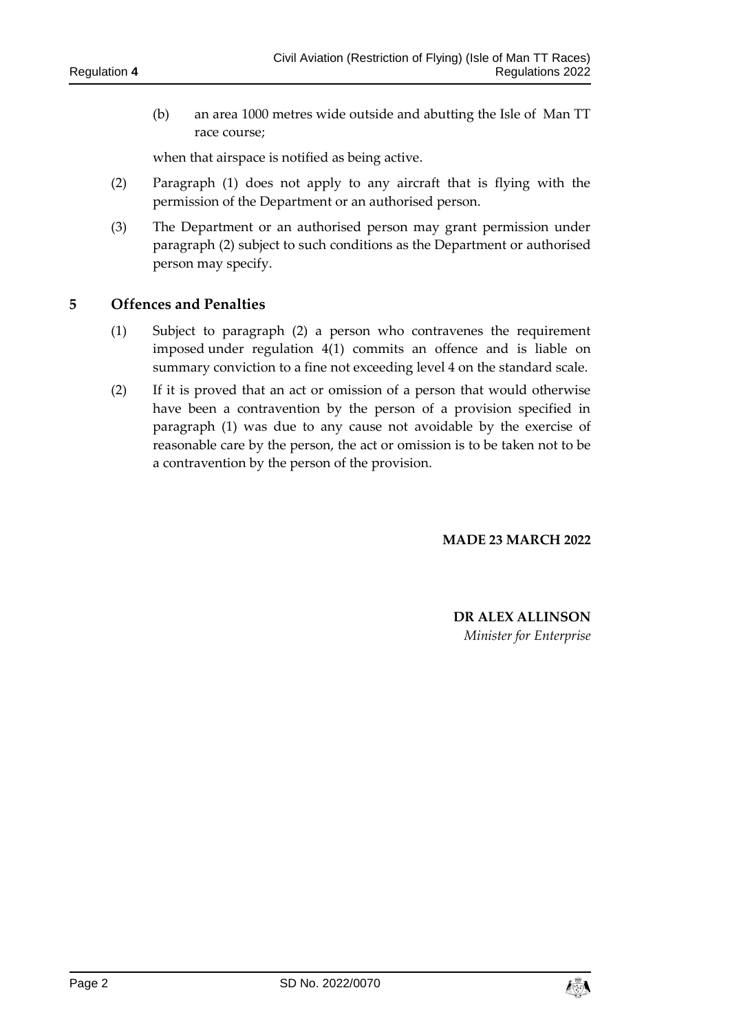(b) an area 1000 metres wide outside and abutting the Isle of Man TT race course;

when that airspace is notified as being active.

(2) Paragraph (1) does not apply to any aircraft that is flying with the permission of the Department or an authorised person.

(3) The Department or an authorised person may grant permission under paragraph (2) subject to such conditions as the Department or authorised person may specify.

## 5 Offences and Penalties

(1) Subject to paragraph (2) a person who contravenes the requirement imposed under regulation 4(1) commits an offence and is liable on summary conviction to a fine not exceeding level 4 on the standard scale.

(2) If it is proved that an act or omission of a person that would otherwise have been a contravention by the person of a provision specified in paragraph (1) was due to any cause not avoidable by the exercise of reasonable care by the person, the act or omission is to be taken not to be a contravention by the person of the provision.

**MADE 23 MARCH 2022**

**DR ALEX ALLINSON**
*Minister for Enterprise*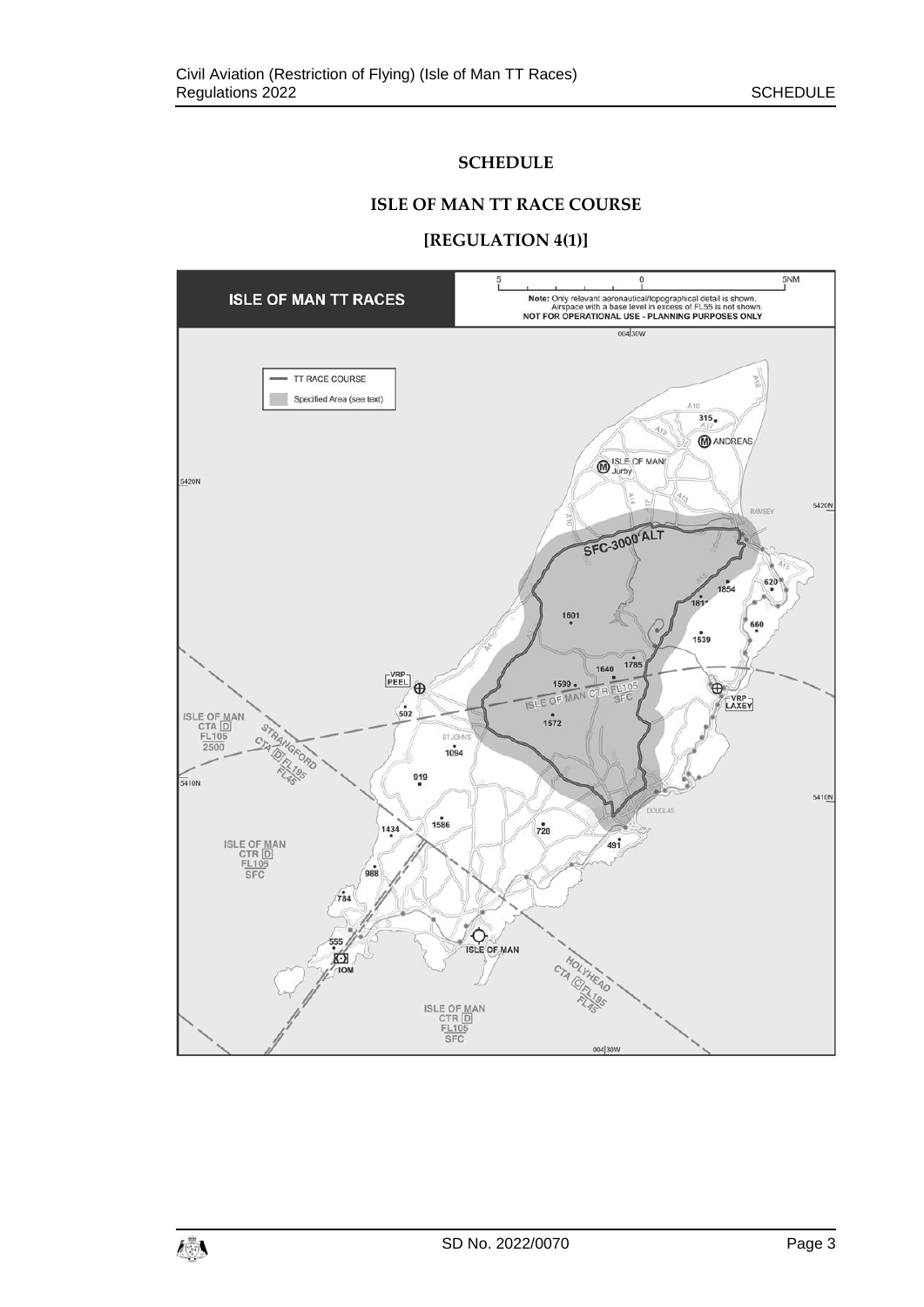# SCHEDULE

## ISLE OF MAN TT RACE COURSE

## [REGULATION 4(1)]

ISLE OF MAN TT RACES

Note: Only relevant aeronautical/topographical detail is shown. Airspace with a base level in excess of FL55 is not shown. NOT FOR OPERATIONAL USE - PLANNING PURPOSES ONLY

TT RACE COURSE

Specified Area (see text)

SFC-3000' ALT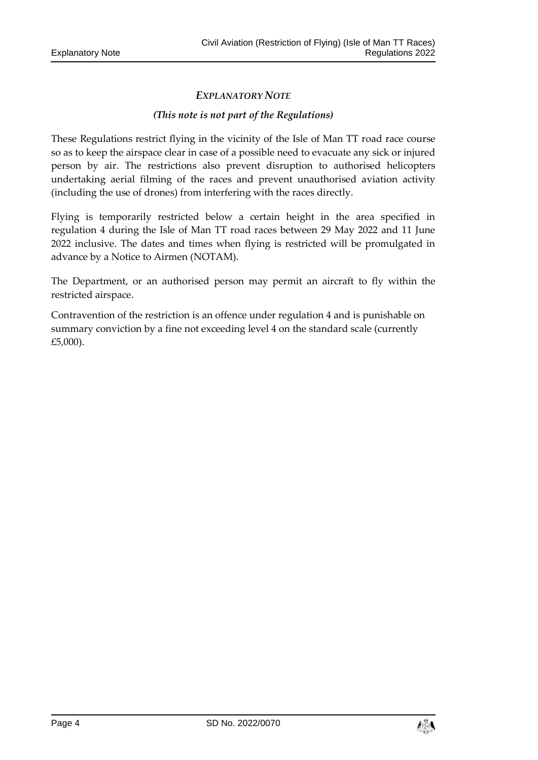## *EXPLANATORY NOTE*

***(This note is not part of the Regulations)***

These Regulations restrict flying in the vicinity of the Isle of Man TT road race course so as to keep the airspace clear in case of a possible need to evacuate any sick or injured person by air. The restrictions also prevent disruption to authorised helicopters undertaking aerial filming of the races and prevent unauthorised aviation activity (including the use of drones) from interfering with the races directly.

Flying is temporarily restricted below a certain height in the area specified in regulation 4 during the Isle of Man TT road races between 29 May 2022 and 11 June 2022 inclusive. The dates and times when flying is restricted will be promulgated in advance by a Notice to Airmen (NOTAM).

The Department, or an authorised person may permit an aircraft to fly within the restricted airspace.

Contravention of the restriction is an offence under regulation 4 and is punishable on summary conviction by a fine not exceeding level 4 on the standard scale (currently £5,000).